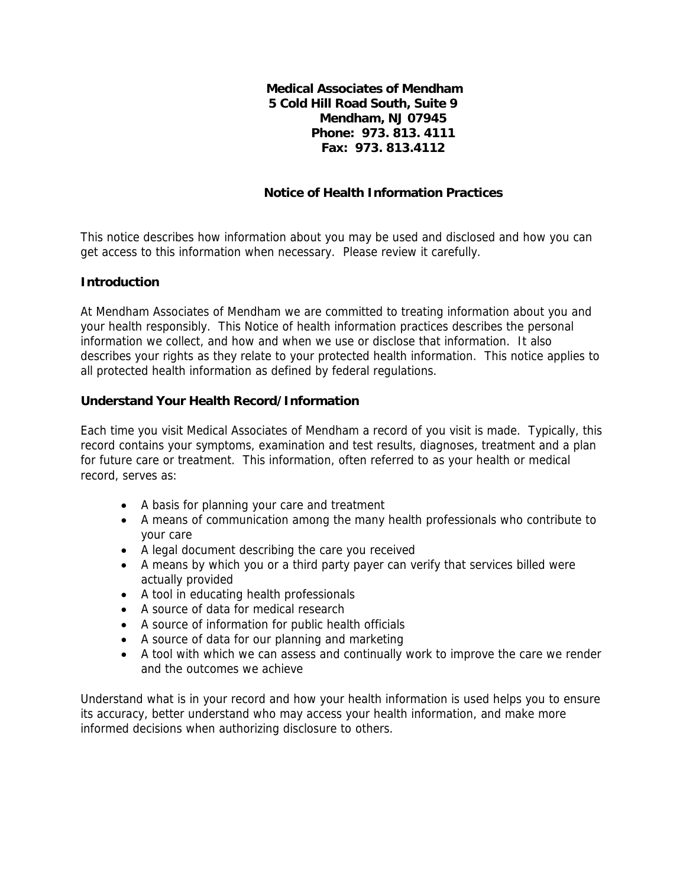**Medical Associates of Mendham**
**5 Cold Hill Road South, Suite 9**
**Mendham, NJ 07945**
**Phone: 973. 813. 4111**
**Fax: 973. 813.4112**

# Notice of Health Information Practices

This notice describes how information about you may be used and disclosed and how you can get access to this information when necessary. Please review it carefully.

## Introduction

At Mendham Associates of Mendham we are committed to treating information about you and your health responsibly. This Notice of health information practices describes the personal information we collect, and how and when we use or disclose that information. It also describes your rights as they relate to your protected health information. This notice applies to all protected health information as defined by federal regulations.

## Understand Your Health Record/Information

Each time you visit Medical Associates of Mendham a record of you visit is made. Typically, this record contains your symptoms, examination and test results, diagnoses, treatment and a plan for future care or treatment. This information, often referred to as your health or medical record, serves as:

- A basis for planning your care and treatment
- A means of communication among the many health professionals who contribute to your care
- A legal document describing the care you received
- A means by which you or a third party payer can verify that services billed were actually provided
- A tool in educating health professionals
- A source of data for medical research
- A source of information for public health officials
- A source of data for our planning and marketing
- A tool with which we can assess and continually work to improve the care we render and the outcomes we achieve

Understand what is in your record and how your health information is used helps you to ensure its accuracy, better understand who may access your health information, and make more informed decisions when authorizing disclosure to others.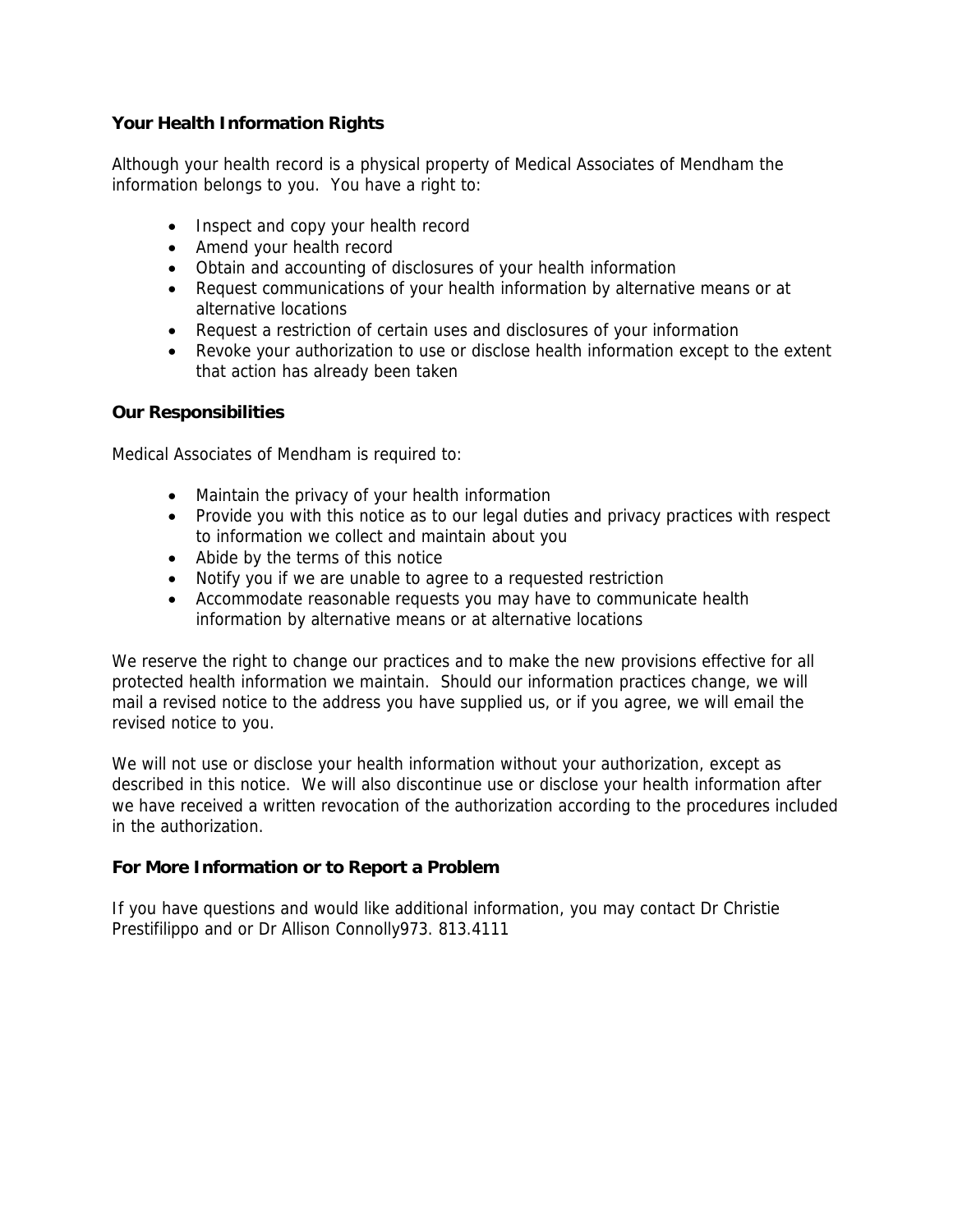### Your Health Information Rights

Although your health record is a physical property of Medical Associates of Mendham the information belongs to you. You have a right to:

- Inspect and copy your health record
- Amend your health record
- Obtain and accounting of disclosures of your health information
- Request communications of your health information by alternative means or at alternative locations
- Request a restriction of certain uses and disclosures of your information
- Revoke your authorization to use or disclose health information except to the extent that action has already been taken

### Our Responsibilities

Medical Associates of Mendham is required to:

- Maintain the privacy of your health information
- Provide you with this notice as to our legal duties and privacy practices with respect to information we collect and maintain about you
- Abide by the terms of this notice
- Notify you if we are unable to agree to a requested restriction
- Accommodate reasonable requests you may have to communicate health information by alternative means or at alternative locations

We reserve the right to change our practices and to make the new provisions effective for all protected health information we maintain. Should our information practices change, we will mail a revised notice to the address you have supplied us, or if you agree, we will email the revised notice to you.

We will not use or disclose your health information without your authorization, except as described in this notice. We will also discontinue use or disclose your health information after we have received a written revocation of the authorization according to the procedures included in the authorization.

### For More Information or to Report a Problem

If you have questions and would like additional information, you may contact Dr Christie Prestifilippo and or Dr Allison Connolly973. 813.4111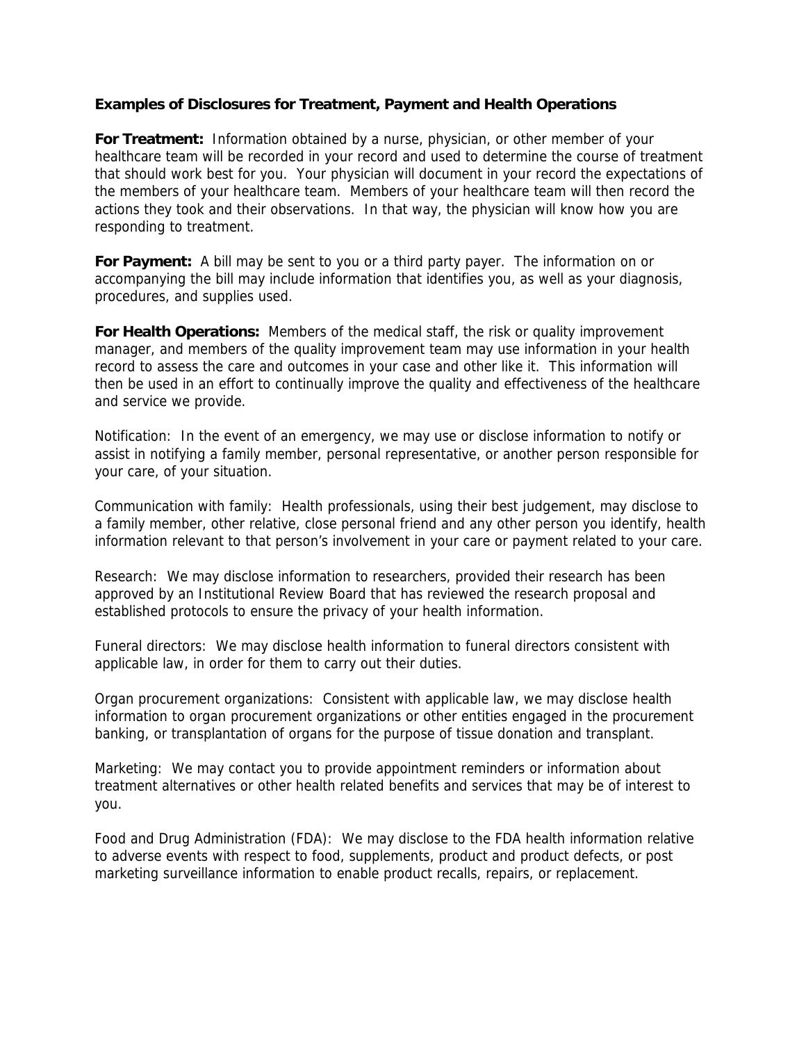**Examples of Disclosures for Treatment, Payment and Health Operations**

**For Treatment:** Information obtained by a nurse, physician, or other member of your healthcare team will be recorded in your record and used to determine the course of treatment that should work best for you. Your physician will document in your record the expectations of the members of your healthcare team. Members of your healthcare team will then record the actions they took and their observations. In that way, the physician will know how you are responding to treatment.

**For Payment:** A bill may be sent to you or a third party payer. The information on or accompanying the bill may include information that identifies you, as well as your diagnosis, procedures, and supplies used.

**For Health Operations:** Members of the medical staff, the risk or quality improvement manager, and members of the quality improvement team may use information in your health record to assess the care and outcomes in your case and other like it. This information will then be used in an effort to continually improve the quality and effectiveness of the healthcare and service we provide.

Notification: In the event of an emergency, we may use or disclose information to notify or assist in notifying a family member, personal representative, or another person responsible for your care, of your situation.

Communication with family: Health professionals, using their best judgement, may disclose to a family member, other relative, close personal friend and any other person you identify, health information relevant to that person's involvement in your care or payment related to your care.

Research: We may disclose information to researchers, provided their research has been approved by an Institutional Review Board that has reviewed the research proposal and established protocols to ensure the privacy of your health information.

Funeral directors: We may disclose health information to funeral directors consistent with applicable law, in order for them to carry out their duties.

Organ procurement organizations: Consistent with applicable law, we may disclose health information to organ procurement organizations or other entities engaged in the procurement banking, or transplantation of organs for the purpose of tissue donation and transplant.

Marketing: We may contact you to provide appointment reminders or information about treatment alternatives or other health related benefits and services that may be of interest to you.

Food and Drug Administration (FDA): We may disclose to the FDA health information relative to adverse events with respect to food, supplements, product and product defects, or post marketing surveillance information to enable product recalls, repairs, or replacement.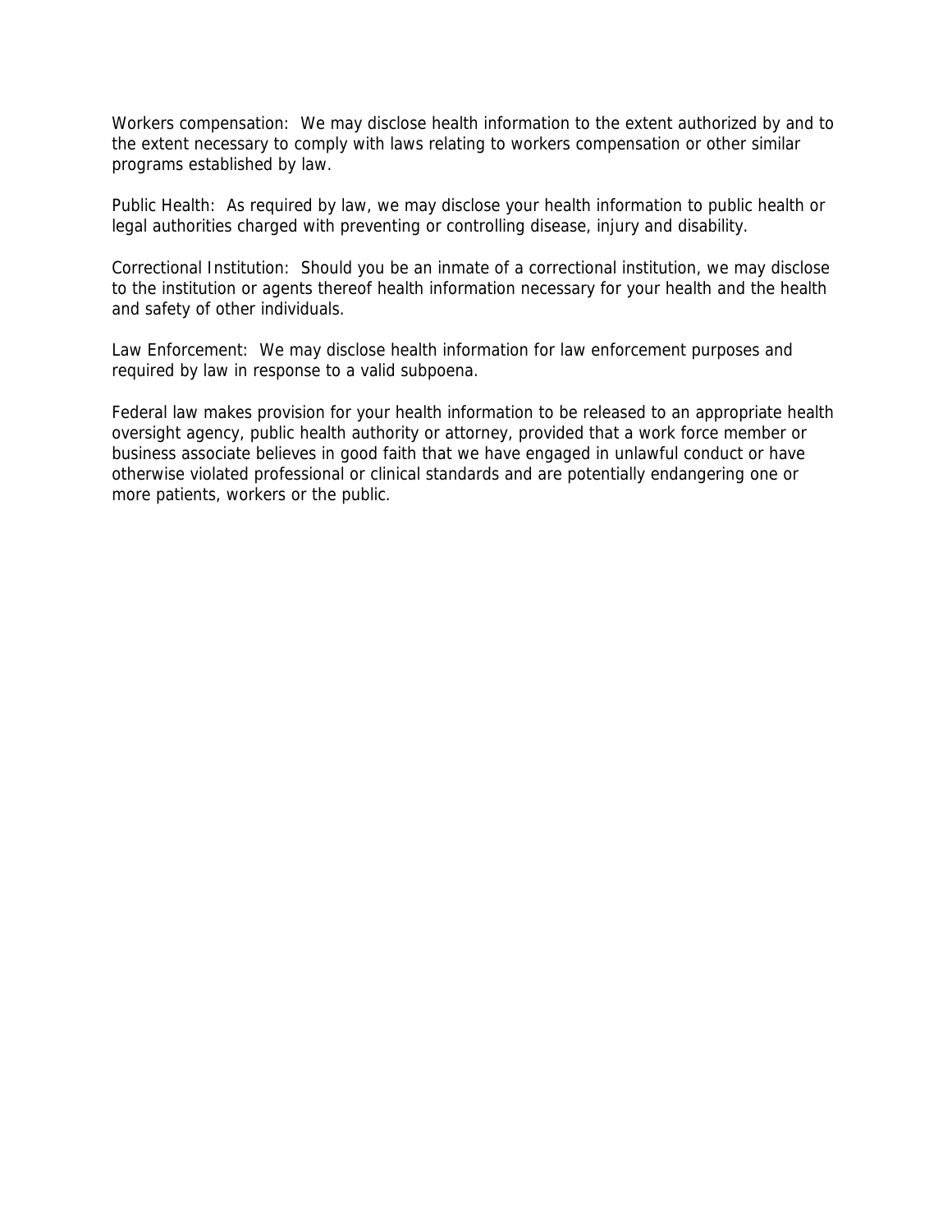Workers compensation: We may disclose health information to the extent authorized by and to the extent necessary to comply with laws relating to workers compensation or other similar programs established by law.

Public Health: As required by law, we may disclose your health information to public health or legal authorities charged with preventing or controlling disease, injury and disability.

Correctional Institution: Should you be an inmate of a correctional institution, we may disclose to the institution or agents thereof health information necessary for your health and the health and safety of other individuals.

Law Enforcement: We may disclose health information for law enforcement purposes and required by law in response to a valid subpoena.

Federal law makes provision for your health information to be released to an appropriate health oversight agency, public health authority or attorney, provided that a work force member or business associate believes in good faith that we have engaged in unlawful conduct or have otherwise violated professional or clinical standards and are potentially endangering one or more patients, workers or the public.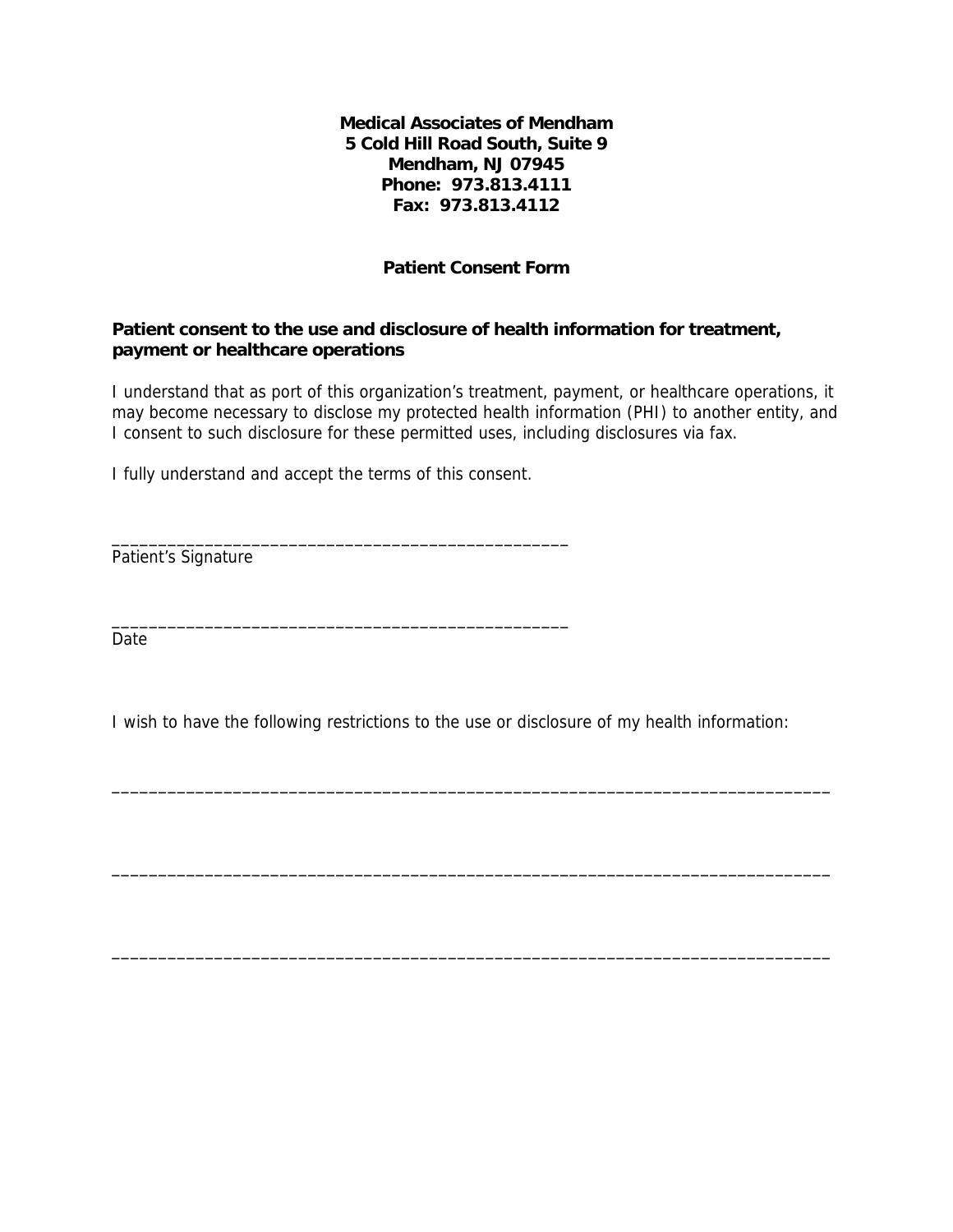**Medical Associates of Mendham**
**5 Cold Hill Road South, Suite 9**
**Mendham, NJ 07945**
**Phone: 973.813.4111**
**Fax: 973.813.4112**

## Patient Consent Form

### Patient consent to the use and disclosure of health information for treatment, payment or healthcare operations

I understand that as port of this organization's treatment, payment, or healthcare operations, it may become necessary to disclose my protected health information (PHI) to another entity, and I consent to such disclosure for these permitted uses, including disclosures via fax.

I fully understand and accept the terms of this consent.

__________________________________________________
Patient's Signature

__________________________________________________
Date

I wish to have the following restrictions to the use or disclosure of my health information:

______________________________________________________________________________

______________________________________________________________________________

______________________________________________________________________________